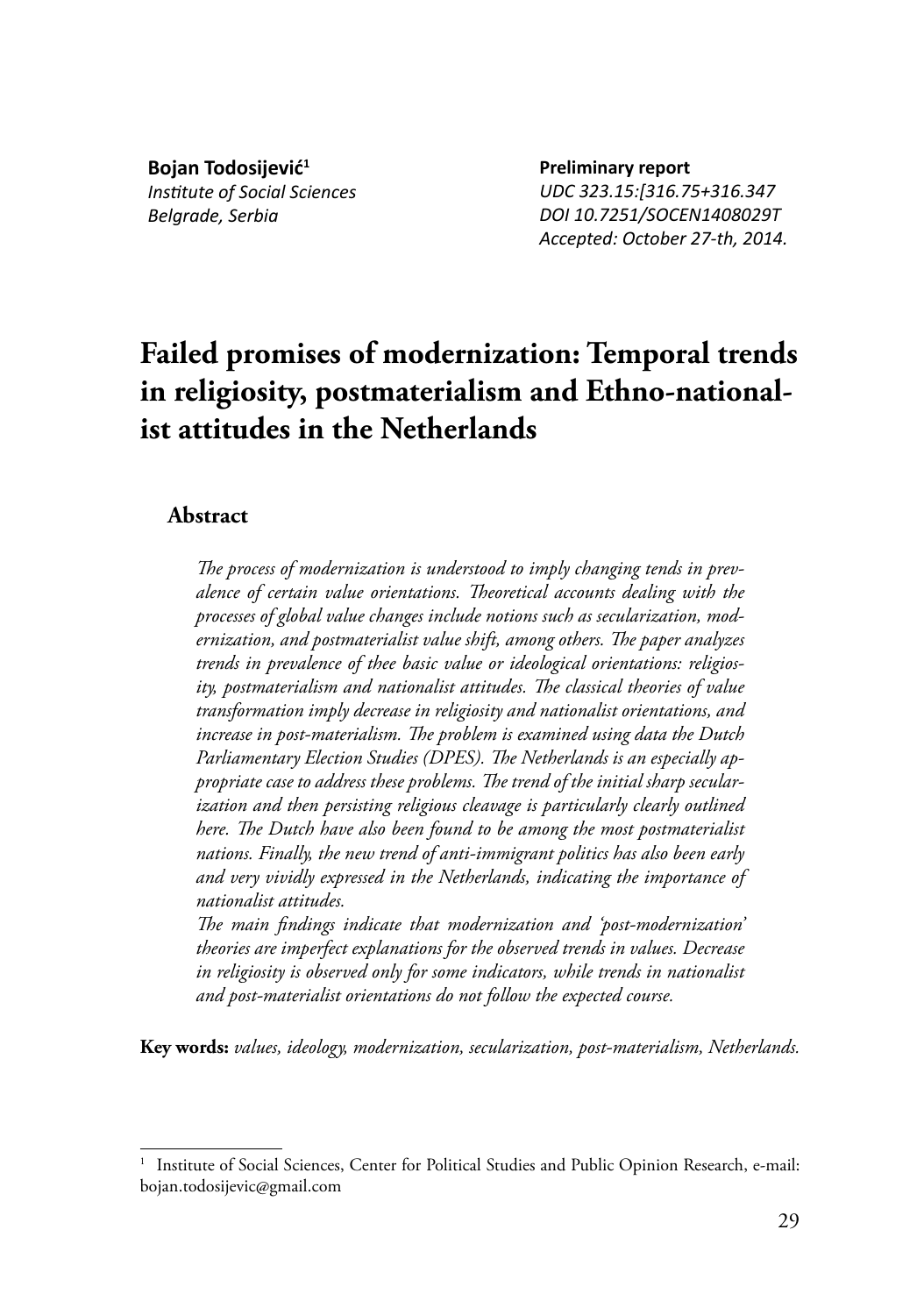**Bojan Todosijević**[1]
*Institute of Social Sciences*
*Belgrade, Serbia*

**Preliminary report**
*UDC 323.15:[316.75+316.347*
*DOI 10.7251/SOCEN1408029T*
*Accepted: October 27-th, 2014.*

# Failed promises of modernization: Temporal trends in religiosity, postmaterialism and Ethno-nationalist attitudes in the Netherlands

## Abstract

*The process of modernization is understood to imply changing tends in prevalence of certain value orientations. Theoretical accounts dealing with the processes of global value changes include notions such as secularization, modernization, and postmaterialist value shift, among others. The paper analyzes trends in prevalence of thee basic value or ideological orientations: religiosity, postmaterialism and nationalist attitudes. The classical theories of value transformation imply decrease in religiosity and nationalist orientations, and increase in post-materialism. The problem is examined using data the Dutch Parliamentary Election Studies (DPES). The Netherlands is an especially appropriate case to address these problems. The trend of the initial sharp secularization and then persisting religious cleavage is particularly clearly outlined here. The Dutch have also been found to be among the most postmaterialist nations. Finally, the new trend of anti-immigrant politics has also been early and very vividly expressed in the Netherlands, indicating the importance of nationalist attitudes.*

*The main findings indicate that modernization and 'post-modernization' theories are imperfect explanations for the observed trends in values. Decrease in religiosity is observed only for some indicators, while trends in nationalist and post-materialist orientations do not follow the expected course.*

**Key words:** *values, ideology, modernization, secularization, post-materialism, Netherlands.*

---

[1] Institute of Social Sciences, Center for Political Studies and Public Opinion Research, e-mail: bojan.todosijevic@gmail.com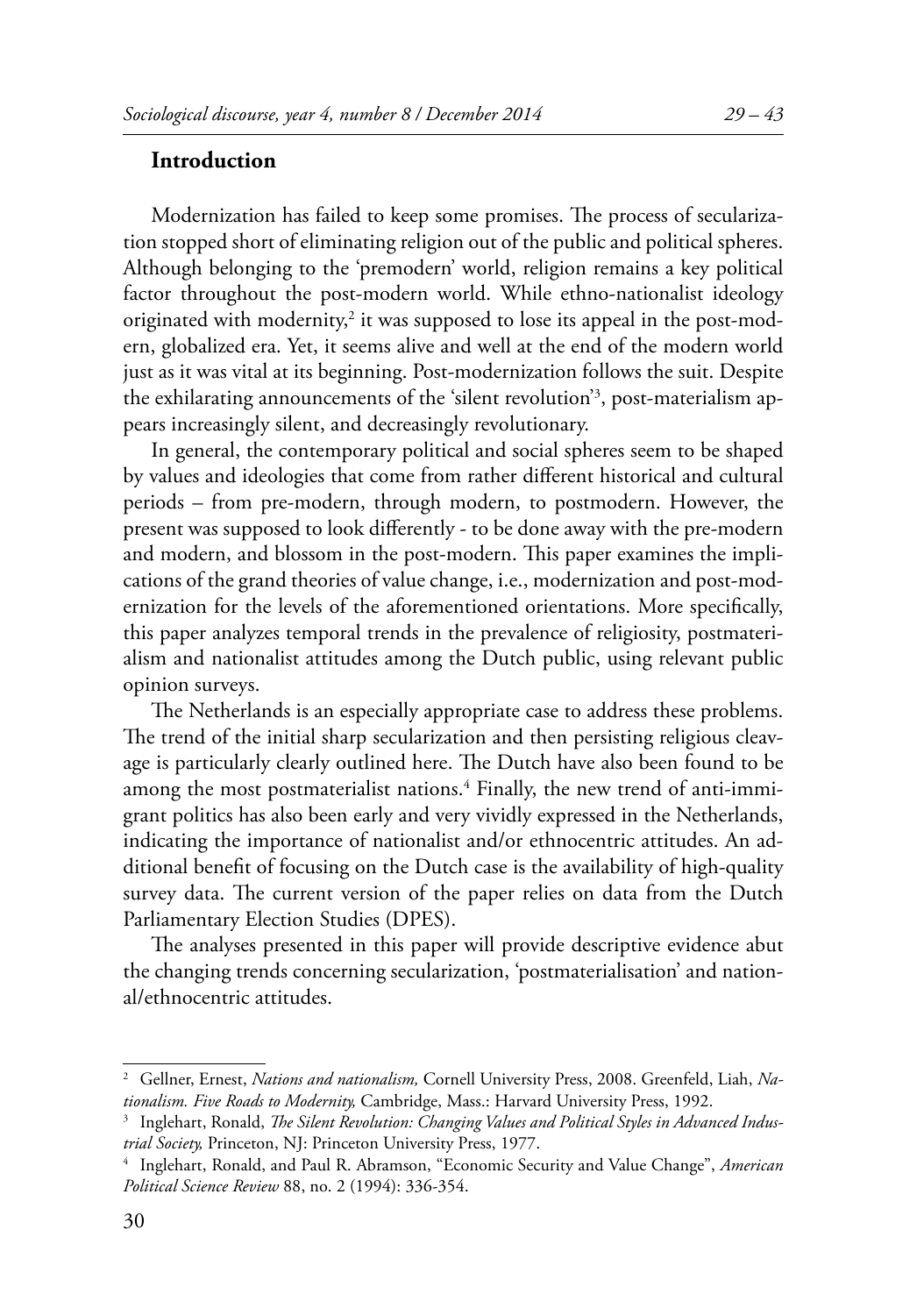## Introduction

Modernization has failed to keep some promises. The process of secularization stopped short of eliminating religion out of the public and political spheres. Although belonging to the 'premodern' world, religion remains a key political factor throughout the post-modern world. While ethno-nationalist ideology originated with modernity,[2] it was supposed to lose its appeal in the post-modern, globalized era. Yet, it seems alive and well at the end of the modern world just as it was vital at its beginning. Post-modernization follows the suit. Despite the exhilarating announcements of the 'silent revolution'[3], post-materialism appears increasingly silent, and decreasingly revolutionary.

In general, the contemporary political and social spheres seem to be shaped by values and ideologies that come from rather different historical and cultural periods – from pre-modern, through modern, to postmodern. However, the present was supposed to look differently - to be done away with the pre-modern and modern, and blossom in the post-modern. This paper examines the implications of the grand theories of value change, i.e., modernization and post-modernization for the levels of the aforementioned orientations. More specifically, this paper analyzes temporal trends in the prevalence of religiosity, postmaterialism and nationalist attitudes among the Dutch public, using relevant public opinion surveys.

The Netherlands is an especially appropriate case to address these problems. The trend of the initial sharp secularization and then persisting religious cleavage is particularly clearly outlined here. The Dutch have also been found to be among the most postmaterialist nations.[4] Finally, the new trend of anti-immigrant politics has also been early and very vividly expressed in the Netherlands, indicating the importance of nationalist and/or ethnocentric attitudes. An additional benefit of focusing on the Dutch case is the availability of high-quality survey data. The current version of the paper relies on data from the Dutch Parliamentary Election Studies (DPES).

The analyses presented in this paper will provide descriptive evidence abut the changing trends concerning secularization, 'postmaterialisation' and national/ethnocentric attitudes.

---

[2] Gellner, Ernest, *Nations and nationalism,* Cornell University Press, 2008. Greenfeld, Liah, *Nationalism. Five Roads to Modernity,* Cambridge, Mass.: Harvard University Press, 1992.

[3] Inglehart, Ronald, *The Silent Revolution: Changing Values and Political Styles in Advanced Industrial Society,* Princeton, NJ: Princeton University Press, 1977.

[4] Inglehart, Ronald, and Paul R. Abramson, "Economic Security and Value Change", *American Political Science Review* 88, no. 2 (1994): 336-354.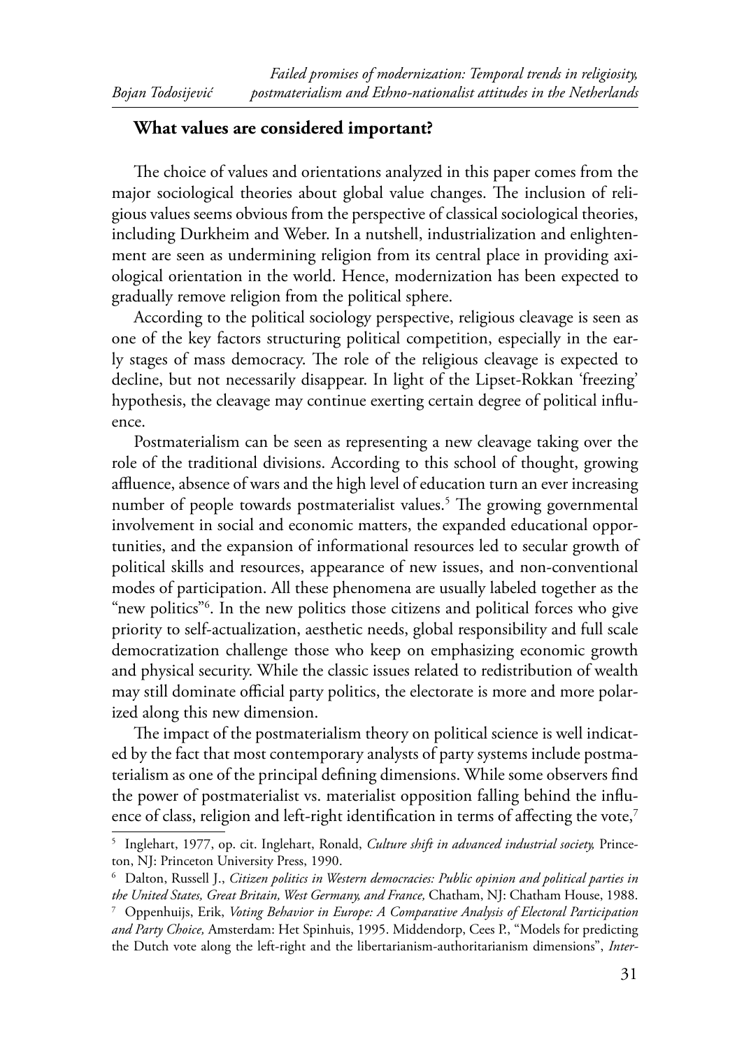## What values are considered important?

The choice of values and orientations analyzed in this paper comes from the major sociological theories about global value changes. The inclusion of religious values seems obvious from the perspective of classical sociological theories, including Durkheim and Weber. In a nutshell, industrialization and enlightenment are seen as undermining religion from its central place in providing axiological orientation in the world. Hence, modernization has been expected to gradually remove religion from the political sphere.

According to the political sociology perspective, religious cleavage is seen as one of the key factors structuring political competition, especially in the early stages of mass democracy. The role of the religious cleavage is expected to decline, but not necessarily disappear. In light of the Lipset-Rokkan 'freezing' hypothesis, the cleavage may continue exerting certain degree of political influence.

Postmaterialism can be seen as representing a new cleavage taking over the role of the traditional divisions. According to this school of thought, growing affluence, absence of wars and the high level of education turn an ever increasing number of people towards postmaterialist values.[5] The growing governmental involvement in social and economic matters, the expanded educational opportunities, and the expansion of informational resources led to secular growth of political skills and resources, appearance of new issues, and non-conventional modes of participation. All these phenomena are usually labeled together as the "new politics"[6]. In the new politics those citizens and political forces who give priority to self-actualization, aesthetic needs, global responsibility and full scale democratization challenge those who keep on emphasizing economic growth and physical security. While the classic issues related to redistribution of wealth may still dominate official party politics, the electorate is more and more polarized along this new dimension.

The impact of the postmaterialism theory on political science is well indicated by the fact that most contemporary analysts of party systems include postmaterialism as one of the principal defining dimensions. While some observers find the power of postmaterialist vs. materialist opposition falling behind the influence of class, religion and left-right identification in terms of affecting the vote,[7]

---

[5] Inglehart, 1977, op. cit. Inglehart, Ronald, *Culture shift in advanced industrial society,* Princeton, NJ: Princeton University Press, 1990.

[6] Dalton, Russell J., *Citizen politics in Western democracies: Public opinion and political parties in the United States, Great Britain, West Germany, and France,* Chatham, NJ: Chatham House, 1988.

[7] Oppenhuijs, Erik, *Voting Behavior in Europe: A Comparative Analysis of Electoral Participation and Party Choice,* Amsterdam: Het Spinhuis, 1995. Middendorp, Cees P., "Models for predicting the Dutch vote along the left-right and the libertarianism-authoritarianism dimensions", *Inter-*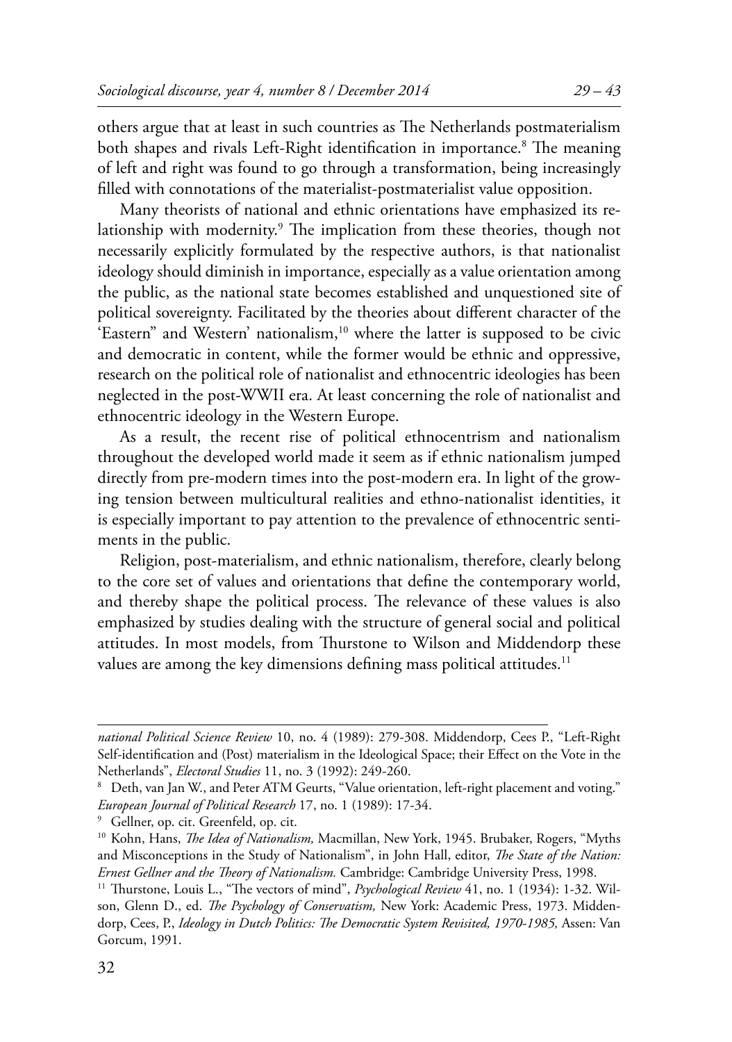others argue that at least in such countries as The Netherlands postmaterialism both shapes and rivals Left-Right identification in importance.[8] The meaning of left and right was found to go through a transformation, being increasingly filled with connotations of the materialist-postmaterialist value opposition.

Many theorists of national and ethnic orientations have emphasized its relationship with modernity.[9] The implication from these theories, though not necessarily explicitly formulated by the respective authors, is that nationalist ideology should diminish in importance, especially as a value orientation among the public, as the national state becomes established and unquestioned site of political sovereignty. Facilitated by the theories about different character of the 'Eastern" and Western' nationalism,[10] where the latter is supposed to be civic and democratic in content, while the former would be ethnic and oppressive, research on the political role of nationalist and ethnocentric ideologies has been neglected in the post-WWII era. At least concerning the role of nationalist and ethnocentric ideology in the Western Europe.

As a result, the recent rise of political ethnocentrism and nationalism throughout the developed world made it seem as if ethnic nationalism jumped directly from pre-modern times into the post-modern era. In light of the growing tension between multicultural realities and ethno-nationalist identities, it is especially important to pay attention to the prevalence of ethnocentric sentiments in the public.

Religion, post-materialism, and ethnic nationalism, therefore, clearly belong to the core set of values and orientations that define the contemporary world, and thereby shape the political process. The relevance of these values is also emphasized by studies dealing with the structure of general social and political attitudes. In most models, from Thurstone to Wilson and Middendorp these values are among the key dimensions defining mass political attitudes.[11]

---

*national Political Science Review* 10, no. 4 (1989): 279-308. Middendorp, Cees P., "Left-Right Self-identification and (Post) materialism in the Ideological Space; their Effect on the Vote in the Netherlands", *Electoral Studies* 11, no. 3 (1992): 249-260.

[8] Deth, van Jan W., and Peter ATM Geurts, "Value orientation, left-right placement and voting." *European Journal of Political Research* 17, no. 1 (1989): 17-34.

[9] Gellner, op. cit. Greenfeld, op. cit.

[10] Kohn, Hans, *The Idea of Nationalism,* Macmillan, New York, 1945. Brubaker, Rogers, "Myths and Misconceptions in the Study of Nationalism", in John Hall, editor, *The State of the Nation: Ernest Gellner and the Theory of Nationalism.* Cambridge: Cambridge University Press, 1998.

[11] Thurstone, Louis L., "The vectors of mind", *Psychological Review* 41, no. 1 (1934): 1-32. Wilson, Glenn D., ed. *The Psychology of Conservatism,* New York: Academic Press, 1973. Middendorp, Cees, P., *Ideology in Dutch Politics: The Democratic System Revisited, 1970-1985,* Assen: Van Gorcum, 1991.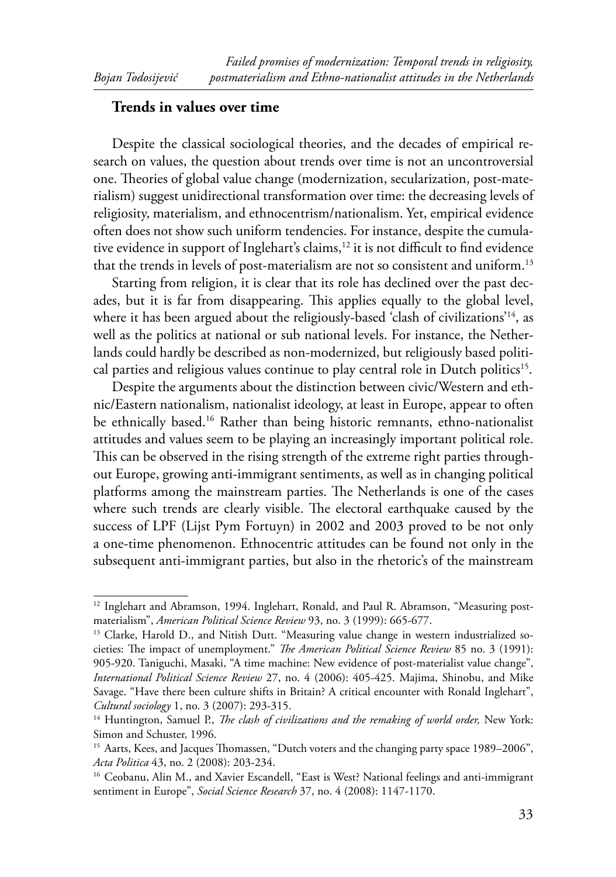## Trends in values over time

Despite the classical sociological theories, and the decades of empirical research on values, the question about trends over time is not an uncontroversial one. Theories of global value change (modernization, secularization, post-materialism) suggest unidirectional transformation over time: the decreasing levels of religiosity, materialism, and ethnocentrism/nationalism. Yet, empirical evidence often does not show such uniform tendencies. For instance, despite the cumulative evidence in support of Inglehart's claims,[12] it is not difficult to find evidence that the trends in levels of post-materialism are not so consistent and uniform.[13]

Starting from religion, it is clear that its role has declined over the past decades, but it is far from disappearing. This applies equally to the global level, where it has been argued about the religiously-based 'clash of civilizations'[14], as well as the politics at national or sub national levels. For instance, the Netherlands could hardly be described as non-modernized, but religiously based political parties and religious values continue to play central role in Dutch politics[15].

Despite the arguments about the distinction between civic/Western and ethnic/Eastern nationalism, nationalist ideology, at least in Europe, appear to often be ethnically based.[16] Rather than being historic remnants, ethno-nationalist attitudes and values seem to be playing an increasingly important political role. This can be observed in the rising strength of the extreme right parties throughout Europe, growing anti-immigrant sentiments, as well as in changing political platforms among the mainstream parties. The Netherlands is one of the cases where such trends are clearly visible. The electoral earthquake caused by the success of LPF (Lijst Pym Fortuyn) in 2002 and 2003 proved to be not only a one-time phenomenon. Ethnocentric attitudes can be found not only in the subsequent anti-immigrant parties, but also in the rhetoric's of the mainstream

---

[12] Inglehart and Abramson, 1994. Inglehart, Ronald, and Paul R. Abramson, "Measuring postmaterialism", *American Political Science Review* 93, no. 3 (1999): 665-677.

[13] Clarke, Harold D., and Nitish Dutt. "Measuring value change in western industrialized societies: The impact of unemployment." *The American Political Science Review* 85 no. 3 (1991): 905-920. Taniguchi, Masaki, "A time machine: New evidence of post-materialist value change", *International Political Science Review* 27, no. 4 (2006): 405-425. Majima, Shinobu, and Mike Savage. "Have there been culture shifts in Britain? A critical encounter with Ronald Inglehart", *Cultural sociology* 1, no. 3 (2007): 293-315.

[14] Huntington, Samuel P., *The clash of civilizations and the remaking of world order,* New York: Simon and Schuster, 1996.

[15] Aarts, Kees, and Jacques Thomassen, "Dutch voters and the changing party space 1989–2006", *Acta Politica* 43, no. 2 (2008): 203-234.

[16] Ceobanu, Alin M., and Xavier Escandell, "East is West? National feelings and anti-immigrant sentiment in Europe", *Social Science Research* 37, no. 4 (2008): 1147-1170.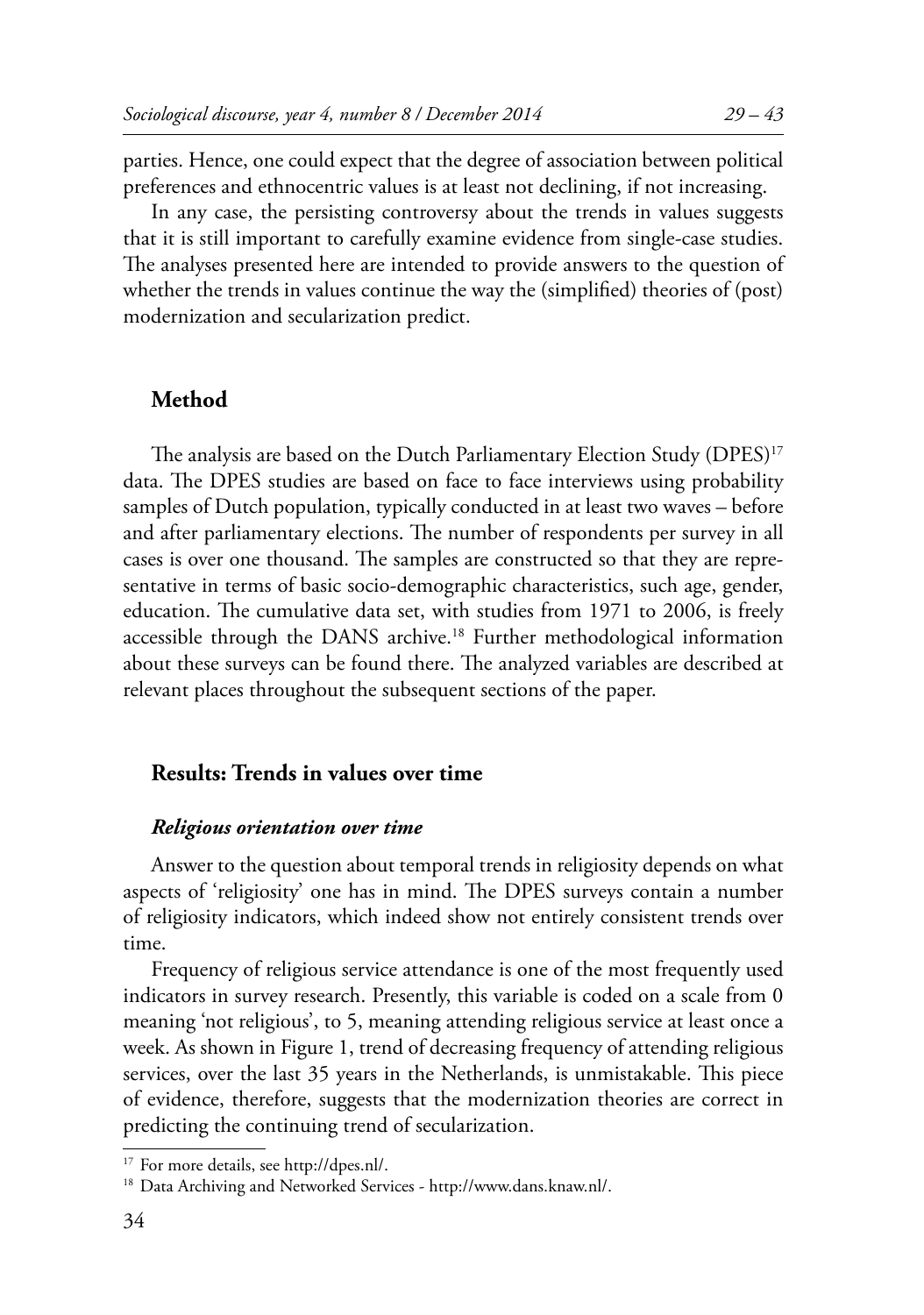parties. Hence, one could expect that the degree of association between political preferences and ethnocentric values is at least not declining, if not increasing.

In any case, the persisting controversy about the trends in values suggests that it is still important to carefully examine evidence from single-case studies. The analyses presented here are intended to provide answers to the question of whether the trends in values continue the way the (simplified) theories of (post) modernization and secularization predict.

## Method

The analysis are based on the Dutch Parliamentary Election Study (DPES)[17] data. The DPES studies are based on face to face interviews using probability samples of Dutch population, typically conducted in at least two waves – before and after parliamentary elections. The number of respondents per survey in all cases is over one thousand. The samples are constructed so that they are representative in terms of basic socio-demographic characteristics, such age, gender, education. The cumulative data set, with studies from 1971 to 2006, is freely accessible through the DANS archive.[18] Further methodological information about these surveys can be found there. The analyzed variables are described at relevant places throughout the subsequent sections of the paper.

## Results: Trends in values over time

### *Religious orientation over time*

Answer to the question about temporal trends in religiosity depends on what aspects of 'religiosity' one has in mind. The DPES surveys contain a number of religiosity indicators, which indeed show not entirely consistent trends over time.

Frequency of religious service attendance is one of the most frequently used indicators in survey research. Presently, this variable is coded on a scale from 0 meaning 'not religious', to 5, meaning attending religious service at least once a week. As shown in Figure 1, trend of decreasing frequency of attending religious services, over the last 35 years in the Netherlands, is unmistakable. This piece of evidence, therefore, suggests that the modernization theories are correct in predicting the continuing trend of secularization.

[17] For more details, see http://dpes.nl/.

[18] Data Archiving and Networked Services - http://www.dans.knaw.nl/.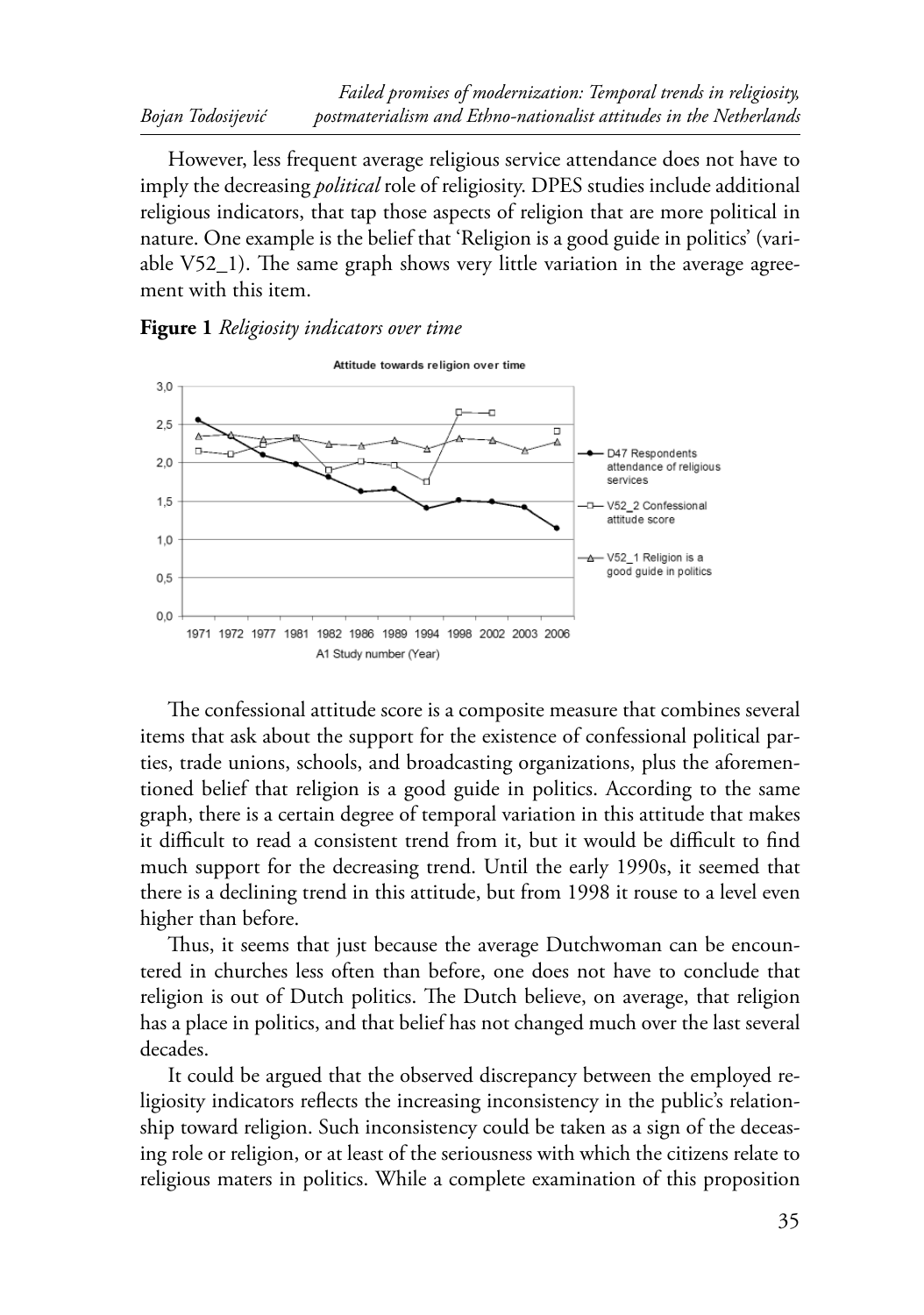However, less frequent average religious service attendance does not have to imply the decreasing *political* role of religiosity. DPES studies include additional religious indicators, that tap those aspects of religion that are more political in nature. One example is the belief that 'Religion is a good guide in politics' (variable V52_1). The same graph shows very little variation in the average agreement with this item.

**Figure 1** *Religiosity indicators over time*

The confessional attitude score is a composite measure that combines several items that ask about the support for the existence of confessional political parties, trade unions, schools, and broadcasting organizations, plus the aforementioned belief that religion is a good guide in politics. According to the same graph, there is a certain degree of temporal variation in this attitude that makes it difficult to read a consistent trend from it, but it would be difficult to find much support for the decreasing trend. Until the early 1990s, it seemed that there is a declining trend in this attitude, but from 1998 it rouse to a level even higher than before.

Thus, it seems that just because the average Dutchwoman can be encountered in churches less often than before, one does not have to conclude that religion is out of Dutch politics. The Dutch believe, on average, that religion has a place in politics, and that belief has not changed much over the last several decades.

It could be argued that the observed discrepancy between the employed religiosity indicators reflects the increasing inconsistency in the public's relationship toward religion. Such inconsistency could be taken as a sign of the deceasing role or religion, or at least of the seriousness with which the citizens relate to religious maters in politics. While a complete examination of this proposition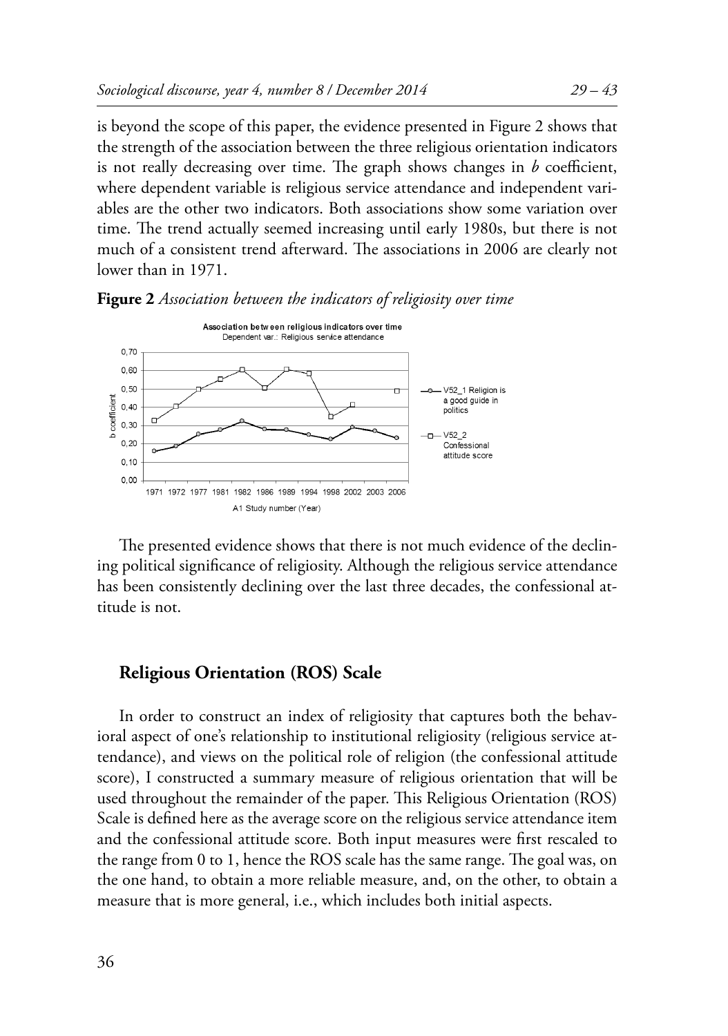is beyond the scope of this paper, the evidence presented in Figure 2 shows that the strength of the association between the three religious orientation indicators is not really decreasing over time. The graph shows changes in *b* coefficient, where dependent variable is religious service attendance and independent variables are the other two indicators. Both associations show some variation over time. The trend actually seemed increasing until early 1980s, but there is not much of a consistent trend afterward. The associations in 2006 are clearly not lower than in 1971.

**Figure 2** *Association between the indicators of religiosity over time*

The presented evidence shows that there is not much evidence of the declining political significance of religiosity. Although the religious service attendance has been consistently declining over the last three decades, the confessional attitude is not.

## Religious Orientation (ROS) Scale

In order to construct an index of religiosity that captures both the behavioral aspect of one's relationship to institutional religiosity (religious service attendance), and views on the political role of religion (the confessional attitude score), I constructed a summary measure of religious orientation that will be used throughout the remainder of the paper. This Religious Orientation (ROS) Scale is defined here as the average score on the religious service attendance item and the confessional attitude score. Both input measures were first rescaled to the range from 0 to 1, hence the ROS scale has the same range. The goal was, on the one hand, to obtain a more reliable measure, and, on the other, to obtain a measure that is more general, i.e., which includes both initial aspects.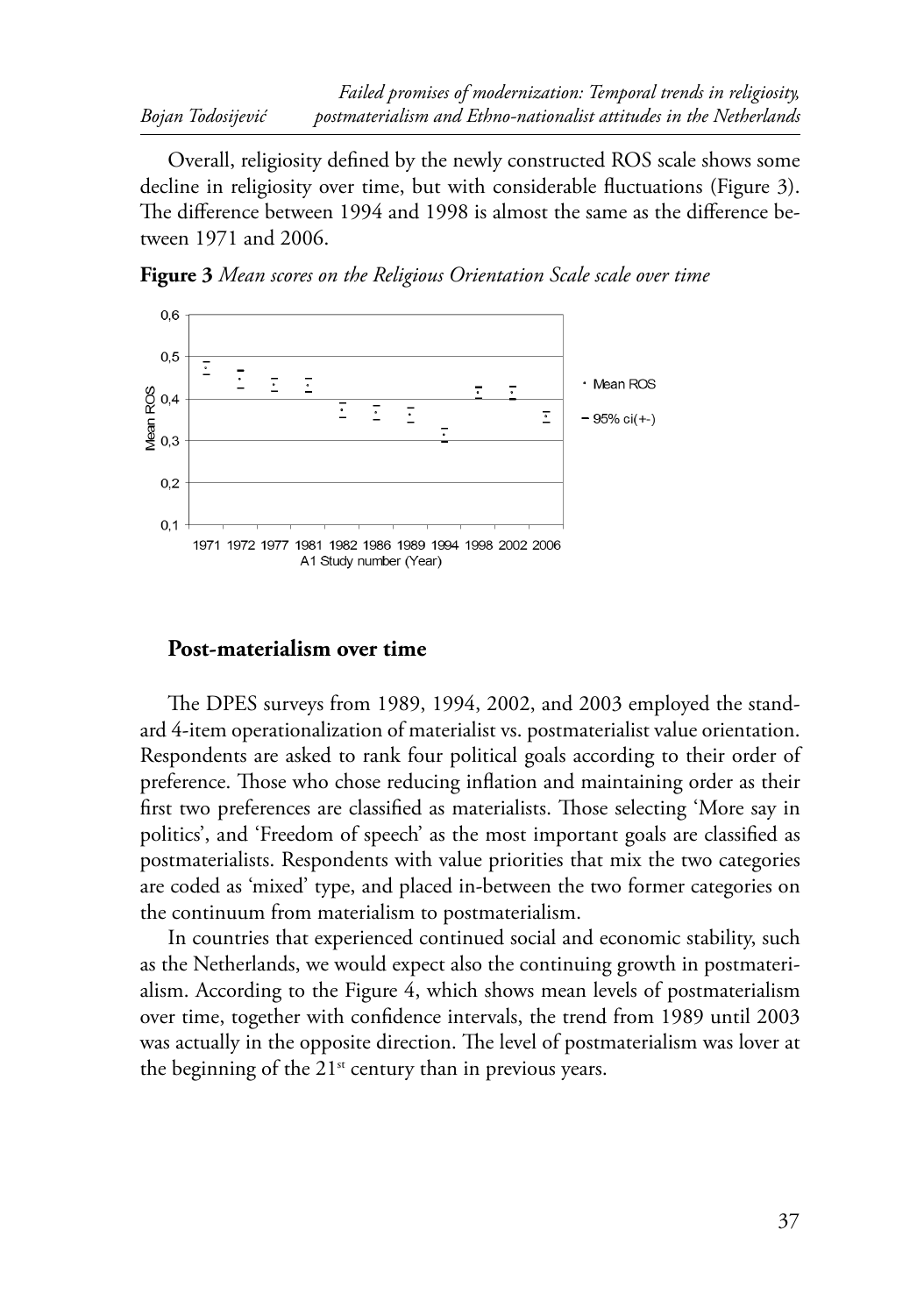Overall, religiosity defined by the newly constructed ROS scale shows some decline in religiosity over time, but with considerable fluctuations (Figure 3). The difference between 1994 and 1998 is almost the same as the difference between 1971 and 2006.

**Figure 3** *Mean scores on the Religious Orientation Scale scale over time*

## Post-materialism over time

The DPES surveys from 1989, 1994, 2002, and 2003 employed the standard 4-item operationalization of materialist vs. postmaterialist value orientation. Respondents are asked to rank four political goals according to their order of preference. Those who chose reducing inflation and maintaining order as their first two preferences are classified as materialists. Those selecting 'More say in politics', and 'Freedom of speech' as the most important goals are classified as postmaterialists. Respondents with value priorities that mix the two categories are coded as 'mixed' type, and placed in-between the two former categories on the continuum from materialism to postmaterialism.

In countries that experienced continued social and economic stability, such as the Netherlands, we would expect also the continuing growth in postmaterialism. According to the Figure 4, which shows mean levels of postmaterialism over time, together with confidence intervals, the trend from 1989 until 2003 was actually in the opposite direction. The level of postmaterialism was lover at the beginning of the 21st century than in previous years.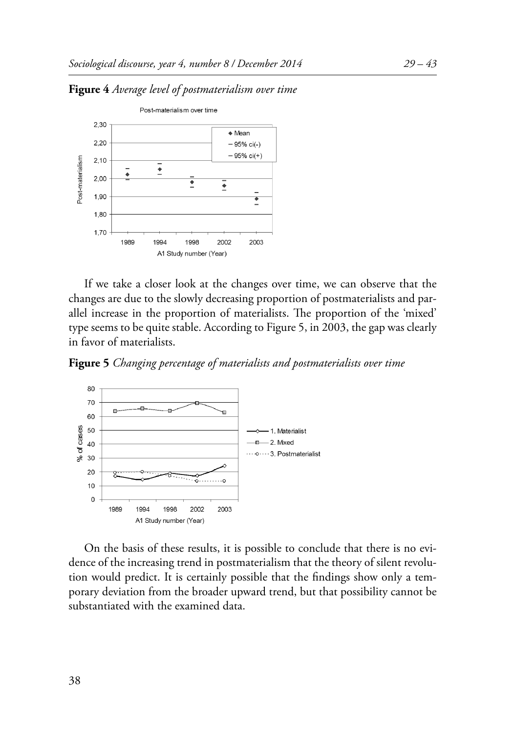**Figure 4** *Average level of postmaterialism over time*

If we take a closer look at the changes over time, we can observe that the changes are due to the slowly decreasing proportion of postmaterialists and parallel increase in the proportion of materialists. The proportion of the 'mixed' type seems to be quite stable. According to Figure 5, in 2003, the gap was clearly in favor of materialists.

**Figure 5** *Changing percentage of materialists and postmaterialists over time*

On the basis of these results, it is possible to conclude that there is no evidence of the increasing trend in postmaterialism that the theory of silent revolution would predict. It is certainly possible that the findings show only a temporary deviation from the broader upward trend, but that possibility cannot be substantiated with the examined data.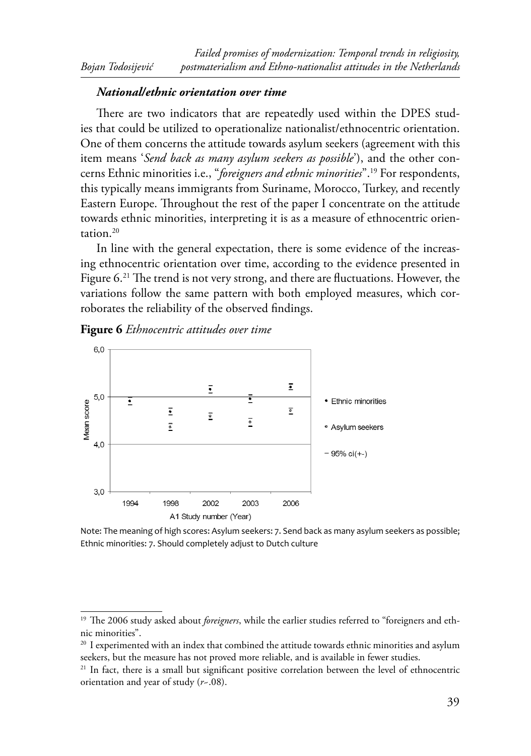### *National/ethnic orientation over time*

There are two indicators that are repeatedly used within the DPES studies that could be utilized to operationalize nationalist/ethnocentric orientation. One of them concerns the attitude towards asylum seekers (agreement with this item means '*Send back as many asylum seekers as possible*'), and the other concerns Ethnic minorities i.e., "*foreigners and ethnic minorities*".[19] For respondents, this typically means immigrants from Suriname, Morocco, Turkey, and recently Eastern Europe. Throughout the rest of the paper I concentrate on the attitude towards ethnic minorities, interpreting it is as a measure of ethnocentric orientation.[20]

In line with the general expectation, there is some evidence of the increasing ethnocentric orientation over time, according to the evidence presented in Figure 6.[21] The trend is not very strong, and there are fluctuations. However, the variations follow the same pattern with both employed measures, which corroborates the reliability of the observed findings.

**Figure 6** *Ethnocentric attitudes over time*

Note: The meaning of high scores: Asylum seekers: 7. Send back as many asylum seekers as possible; Ethnic minorities: 7. Should completely adjust to Dutch culture

[19] The 2006 study asked about *foreigners*, while the earlier studies referred to "foreigners and ethnic minorities".

[20] I experimented with an index that combined the attitude towards ethnic minorities and asylum seekers, but the measure has not proved more reliable, and is available in fewer studies.

[21] In fact, there is a small but significant positive correlation between the level of ethnocentric orientation and year of study ($r$~.08).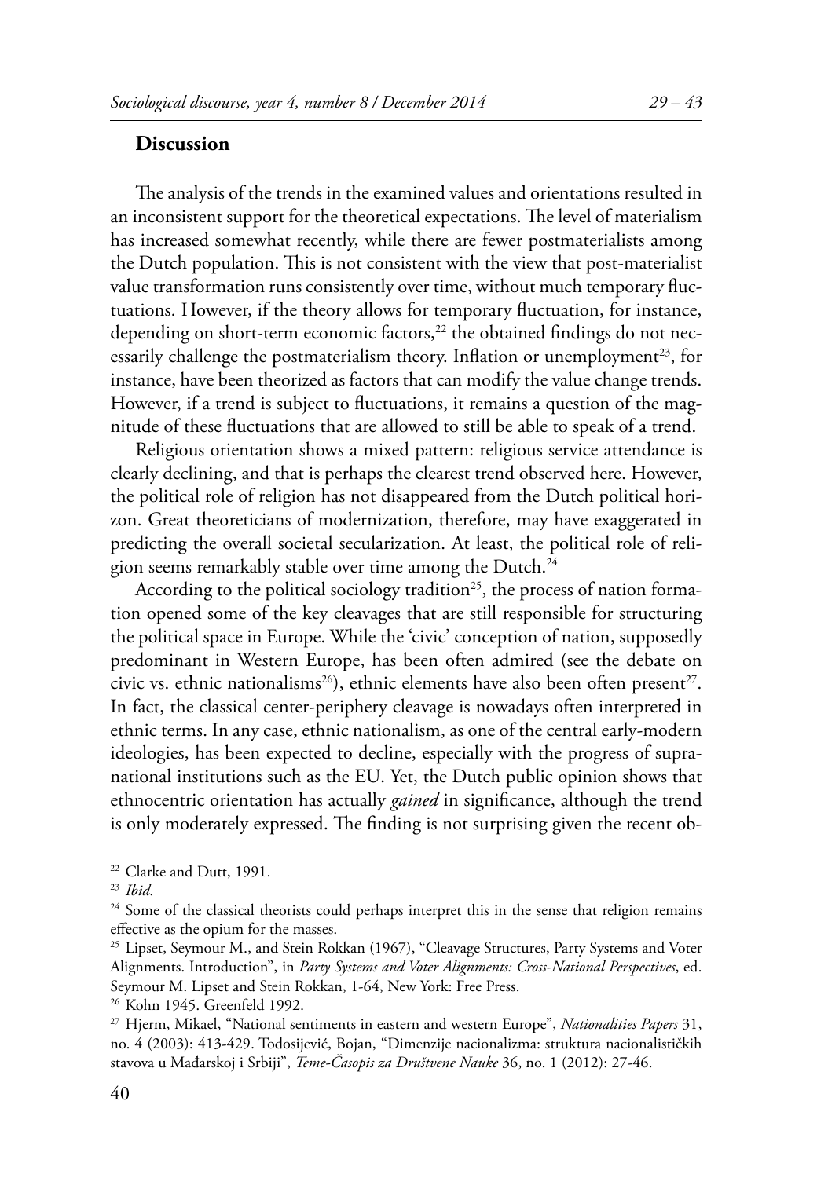## Discussion

The analysis of the trends in the examined values and orientations resulted in an inconsistent support for the theoretical expectations. The level of materialism has increased somewhat recently, while there are fewer postmaterialists among the Dutch population. This is not consistent with the view that post-materialist value transformation runs consistently over time, without much temporary fluctuations. However, if the theory allows for temporary fluctuation, for instance, depending on short-term economic factors,[22] the obtained findings do not necessarily challenge the postmaterialism theory. Inflation or unemployment[23], for instance, have been theorized as factors that can modify the value change trends. However, if a trend is subject to fluctuations, it remains a question of the magnitude of these fluctuations that are allowed to still be able to speak of a trend.

Religious orientation shows a mixed pattern: religious service attendance is clearly declining, and that is perhaps the clearest trend observed here. However, the political role of religion has not disappeared from the Dutch political horizon. Great theoreticians of modernization, therefore, may have exaggerated in predicting the overall societal secularization. At least, the political role of religion seems remarkably stable over time among the Dutch.[24]

According to the political sociology tradition[25], the process of nation formation opened some of the key cleavages that are still responsible for structuring the political space in Europe. While the 'civic' conception of nation, supposedly predominant in Western Europe, has been often admired (see the debate on civic vs. ethnic nationalisms[26]), ethnic elements have also been often present[27]. In fact, the classical center-periphery cleavage is nowadays often interpreted in ethnic terms. In any case, ethnic nationalism, as one of the central early-modern ideologies, has been expected to decline, especially with the progress of supranational institutions such as the EU. Yet, the Dutch public opinion shows that ethnocentric orientation has actually *gained* in significance, although the trend is only moderately expressed. The finding is not surprising given the recent ob-

---

[22] Clarke and Dutt, 1991.

[23] *Ibid.*

[24] Some of the classical theorists could perhaps interpret this in the sense that religion remains effective as the opium for the masses.

[25] Lipset, Seymour M., and Stein Rokkan (1967), "Cleavage Structures, Party Systems and Voter Alignments. Introduction", in *Party Systems and Voter Alignments: Cross-National Perspectives*, ed. Seymour M. Lipset and Stein Rokkan, 1-64, New York: Free Press.

[26] Kohn 1945. Greenfeld 1992.

[27] Hjerm, Mikael, "National sentiments in eastern and western Europe", *Nationalities Papers* 31, no. 4 (2003): 413-429. Todosijević, Bojan, "Dimenzije nacionalizma: struktura nacionalističkih stavova u Mađarskoj i Srbiji", *Teme-Časopis za Društvene Nauke* 36, no. 1 (2012): 27-46.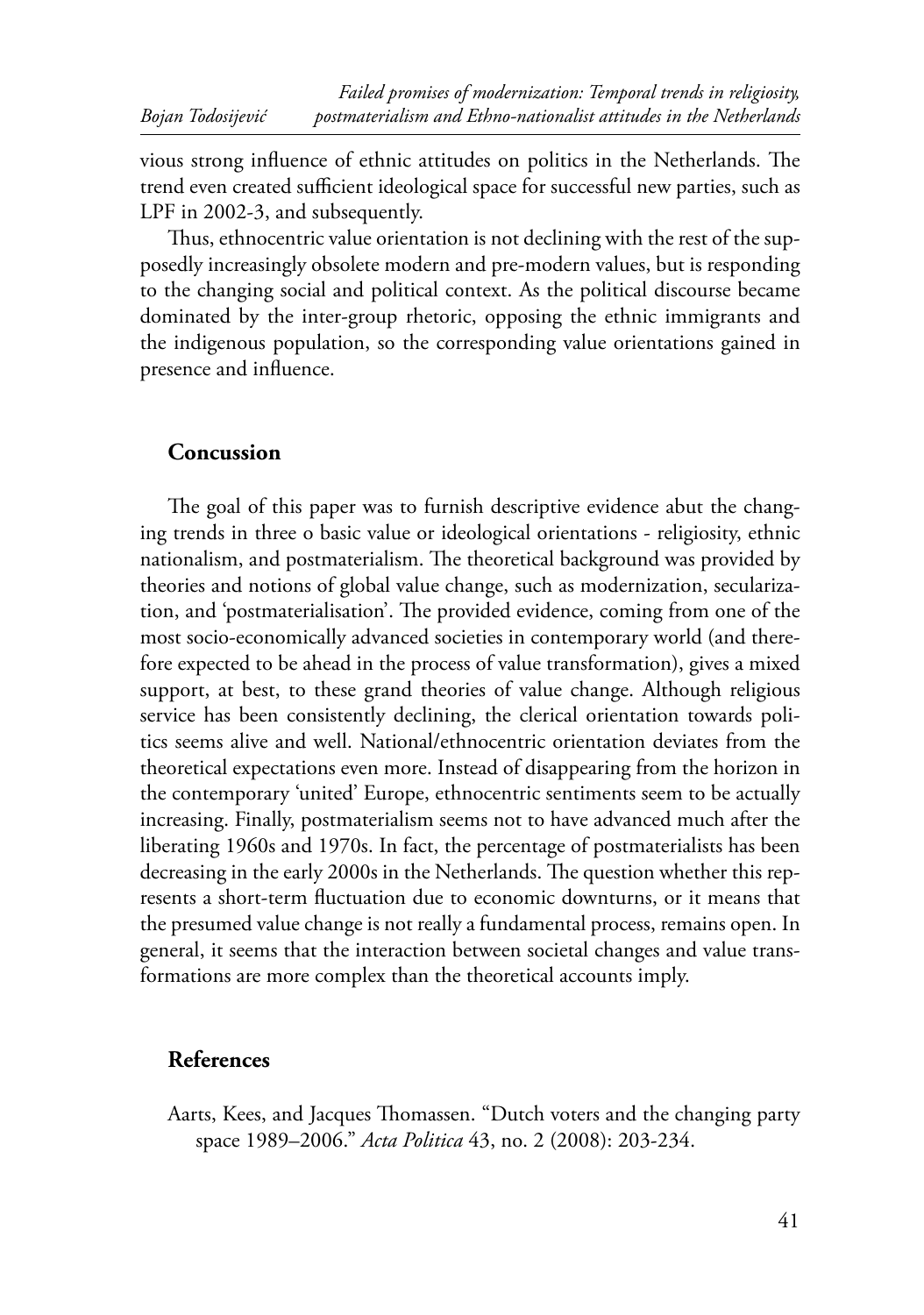vious strong influence of ethnic attitudes on politics in the Netherlands. The trend even created sufficient ideological space for successful new parties, such as LPF in 2002-3, and subsequently.

Thus, ethnocentric value orientation is not declining with the rest of the supposedly increasingly obsolete modern and pre-modern values, but is responding to the changing social and political context. As the political discourse became dominated by the inter-group rhetoric, opposing the ethnic immigrants and the indigenous population, so the corresponding value orientations gained in presence and influence.

## Concussion

The goal of this paper was to furnish descriptive evidence abut the changing trends in three o basic value or ideological orientations - religiosity, ethnic nationalism, and postmaterialism. The theoretical background was provided by theories and notions of global value change, such as modernization, secularization, and 'postmaterialisation'. The provided evidence, coming from one of the most socio-economically advanced societies in contemporary world (and therefore expected to be ahead in the process of value transformation), gives a mixed support, at best, to these grand theories of value change. Although religious service has been consistently declining, the clerical orientation towards politics seems alive and well. National/ethnocentric orientation deviates from the theoretical expectations even more. Instead of disappearing from the horizon in the contemporary 'united' Europe, ethnocentric sentiments seem to be actually increasing. Finally, postmaterialism seems not to have advanced much after the liberating 1960s and 1970s. In fact, the percentage of postmaterialists has been decreasing in the early 2000s in the Netherlands. The question whether this represents a short-term fluctuation due to economic downturns, or it means that the presumed value change is not really a fundamental process, remains open. In general, it seems that the interaction between societal changes and value transformations are more complex than the theoretical accounts imply.

## References

Aarts, Kees, and Jacques Thomassen. "Dutch voters and the changing party space 1989–2006." *Acta Politica* 43, no. 2 (2008): 203-234.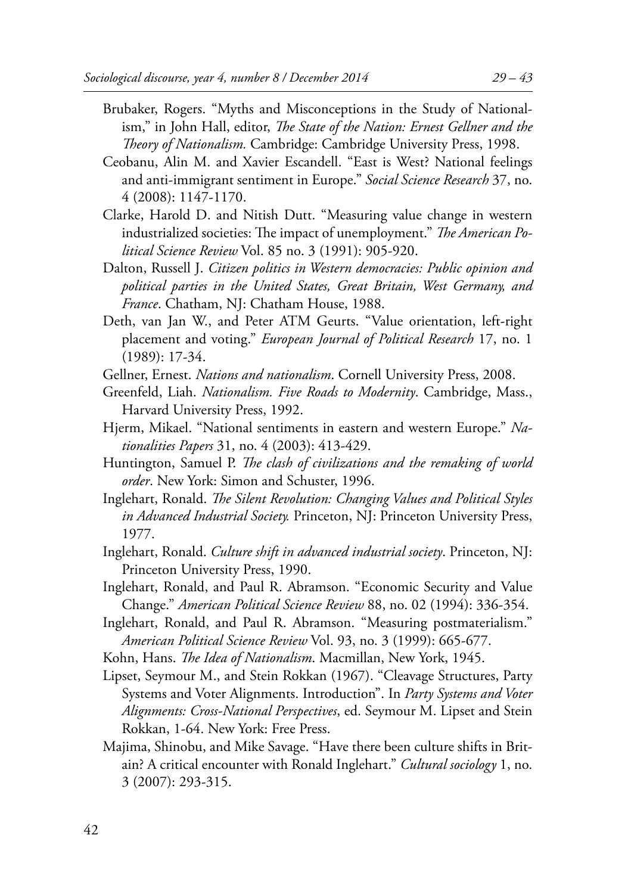Brubaker, Rogers. "Myths and Misconceptions in the Study of Nationalism," in John Hall, editor, *The State of the Nation: Ernest Gellner and the Theory of Nationalism.* Cambridge: Cambridge University Press, 1998.

Ceobanu, Alin M. and Xavier Escandell. "East is West? National feelings and anti-immigrant sentiment in Europe." *Social Science Research* 37, no. 4 (2008): 1147-1170.

Clarke, Harold D. and Nitish Dutt. "Measuring value change in western industrialized societies: The impact of unemployment." *The American Political Science Review* Vol. 85 no. 3 (1991): 905-920.

Dalton, Russell J. *Citizen politics in Western democracies: Public opinion and political parties in the United States, Great Britain, West Germany, and France*. Chatham, NJ: Chatham House, 1988.

Deth, van Jan W., and Peter ATM Geurts. "Value orientation, left-right placement and voting." *European Journal of Political Research* 17, no. 1 (1989): 17-34.

Gellner, Ernest. *Nations and nationalism*. Cornell University Press, 2008.

Greenfeld, Liah. *Nationalism. Five Roads to Modernity*. Cambridge, Mass., Harvard University Press, 1992.

Hjerm, Mikael. "National sentiments in eastern and western Europe." *Nationalities Papers* 31, no. 4 (2003): 413-429.

Huntington, Samuel P. *The clash of civilizations and the remaking of world order*. New York: Simon and Schuster, 1996.

Inglehart, Ronald. *The Silent Revolution: Changing Values and Political Styles in Advanced Industrial Society.* Princeton, NJ: Princeton University Press, 1977.

Inglehart, Ronald. *Culture shift in advanced industrial society*. Princeton, NJ: Princeton University Press, 1990.

Inglehart, Ronald, and Paul R. Abramson. "Economic Security and Value Change." *American Political Science Review* 88, no. 02 (1994): 336-354.

Inglehart, Ronald, and Paul R. Abramson. "Measuring postmaterialism." *American Political Science Review* Vol. 93, no. 3 (1999): 665-677.

Kohn, Hans. *The Idea of Nationalism*. Macmillan, New York, 1945.

Lipset, Seymour M., and Stein Rokkan (1967). "Cleavage Structures, Party Systems and Voter Alignments. Introduction". In *Party Systems and Voter Alignments: Cross-National Perspectives*, ed. Seymour M. Lipset and Stein Rokkan, 1-64. New York: Free Press.

Majima, Shinobu, and Mike Savage. "Have there been culture shifts in Britain? A critical encounter with Ronald Inglehart." *Cultural sociology* 1, no. 3 (2007): 293-315.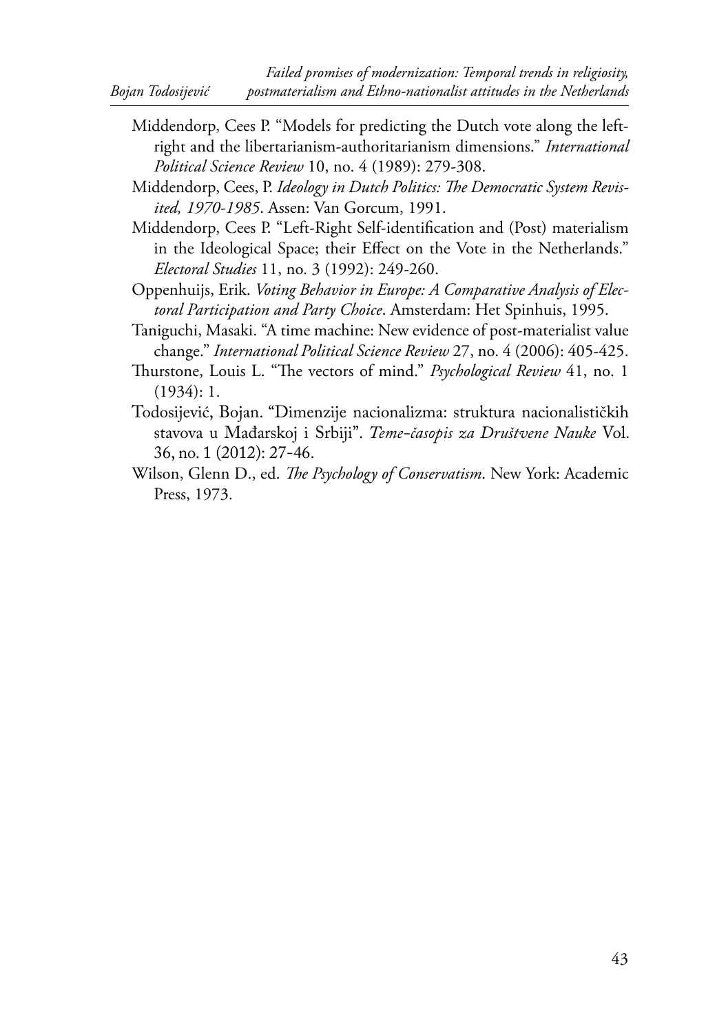Middendorp, Cees P. "Models for predicting the Dutch vote along the left-right and the libertarianism-authoritarianism dimensions." *International Political Science Review* 10, no. 4 (1989): 279-308.

Middendorp, Cees, P. *Ideology in Dutch Politics: The Democratic System Revisited, 1970-1985*. Assen: Van Gorcum, 1991.

Middendorp, Cees P. "Left-Right Self-identification and (Post) materialism in the Ideological Space; their Effect on the Vote in the Netherlands." *Electoral Studies* 11, no. 3 (1992): 249-260.

Oppenhuijs, Erik. *Voting Behavior in Europe: A Comparative Analysis of Electoral Participation and Party Choice*. Amsterdam: Het Spinhuis, 1995.

Taniguchi, Masaki. "A time machine: New evidence of post-materialist value change." *International Political Science Review* 27, no. 4 (2006): 405-425.

Thurstone, Louis L. "The vectors of mind." *Psychological Review* 41, no. 1 (1934): 1.

Todosijević, Bojan. "Dimenzije nacionalizma: struktura nacionalističkih stavova u Mađarskoj i Srbiji". *Teme-časopis za Društvene Nauke* Vol. 36, no. 1 (2012): 27-46.

Wilson, Glenn D., ed. *The Psychology of Conservatism*. New York: Academic Press, 1973.